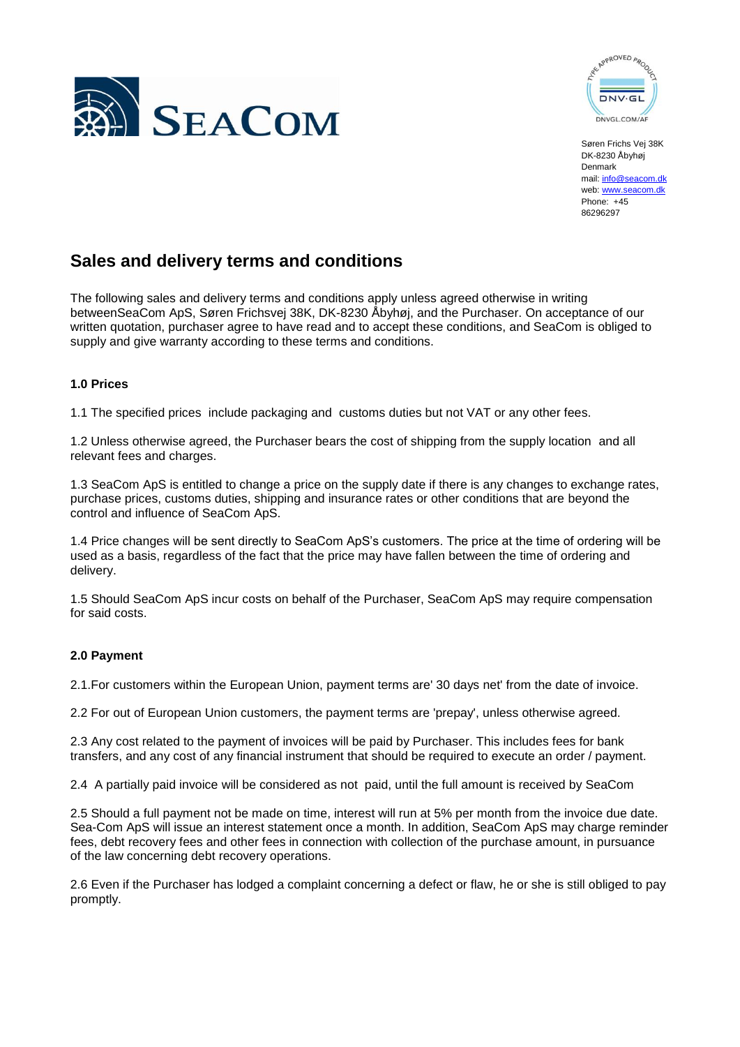SeaCom

Søren Frichs Vej 38K
DK-8230 Åbyhøj
Denmark
mail: info@seacom.dk
web: www.seacom.dk
Phone: +45 86296297

# Sales and delivery terms and conditions

The following sales and delivery terms and conditions apply unless agreed otherwise in writing betweenSeaCom ApS, Søren Frichsvej 38K, DK-8230 Åbyhøj, and the Purchaser. On acceptance of our written quotation, purchaser agree to have read and to accept these conditions, and SeaCom is obliged to supply and give warranty according to these terms and conditions.

## 1.0 Prices

1.1 The specified prices include packaging and customs duties but not VAT or any other fees.

1.2 Unless otherwise agreed, the Purchaser bears the cost of shipping from the supply location and all relevant fees and charges.

1.3 SeaCom ApS is entitled to change a price on the supply date if there is any changes to exchange rates, purchase prices, customs duties, shipping and insurance rates or other conditions that are beyond the control and influence of SeaCom ApS.

1.4 Price changes will be sent directly to SeaCom ApS's customers. The price at the time of ordering will be used as a basis, regardless of the fact that the price may have fallen between the time of ordering and delivery.

1.5 Should SeaCom ApS incur costs on behalf of the Purchaser, SeaCom ApS may require compensation for said costs.

## 2.0 Payment

2.1.For customers within the European Union, payment terms are' 30 days net' from the date of invoice.

2.2 For out of European Union customers, the payment terms are 'prepay', unless otherwise agreed.

2.3 Any cost related to the payment of invoices will be paid by Purchaser. This includes fees for bank transfers, and any cost of any financial instrument that should be required to execute an order / payment.

2.4 A partially paid invoice will be considered as not paid, until the full amount is received by SeaCom

2.5 Should a full payment not be made on time, interest will run at 5% per month from the invoice due date. Sea-Com ApS will issue an interest statement once a month. In addition, SeaCom ApS may charge reminder fees, debt recovery fees and other fees in connection with collection of the purchase amount, in pursuance of the law concerning debt recovery operations.

2.6 Even if the Purchaser has lodged a complaint concerning a defect or flaw, he or she is still obliged to pay promptly.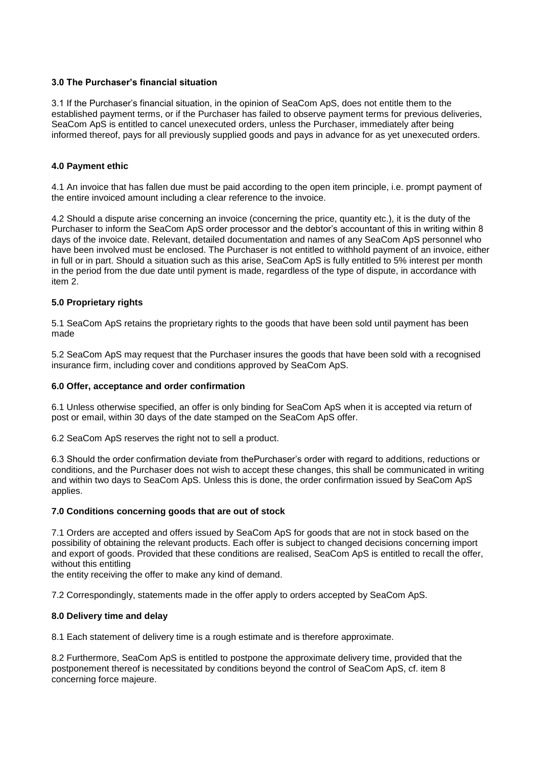### 3.0 The Purchaser's financial situation

3.1 If the Purchaser's financial situation, in the opinion of SeaCom ApS, does not entitle them to the established payment terms, or if the Purchaser has failed to observe payment terms for previous deliveries, SeaCom ApS is entitled to cancel unexecuted orders, unless the Purchaser, immediately after being informed thereof, pays for all previously supplied goods and pays in advance for as yet unexecuted orders.

### 4.0 Payment ethic

4.1 An invoice that has fallen due must be paid according to the open item principle, i.e. prompt payment of the entire invoiced amount including a clear reference to the invoice.

4.2 Should a dispute arise concerning an invoice (concerning the price, quantity etc.), it is the duty of the Purchaser to inform the SeaCom ApS order processor and the debtor's accountant of this in writing within 8 days of the invoice date. Relevant, detailed documentation and names of any SeaCom ApS personnel who have been involved must be enclosed. The Purchaser is not entitled to withhold payment of an invoice, either in full or in part. Should a situation such as this arise, SeaCom ApS is fully entitled to 5% interest per month in the period from the due date until pyment is made, regardless of the type of dispute, in accordance with item 2.

### 5.0 Proprietary rights

5.1 SeaCom ApS retains the proprietary rights to the goods that have been sold until payment has been made

5.2 SeaCom ApS may request that the Purchaser insures the goods that have been sold with a recognised insurance firm, including cover and conditions approved by SeaCom ApS.

### 6.0 Offer, acceptance and order confirmation

6.1 Unless otherwise specified, an offer is only binding for SeaCom ApS when it is accepted via return of post or email, within 30 days of the date stamped on the SeaCom ApS offer.

6.2 SeaCom ApS reserves the right not to sell a product.

6.3 Should the order confirmation deviate from thePurchaser's order with regard to additions, reductions or conditions, and the Purchaser does not wish to accept these changes, this shall be communicated in writing and within two days to SeaCom ApS. Unless this is done, the order confirmation issued by SeaCom ApS applies.

### 7.0 Conditions concerning goods that are out of stock

7.1 Orders are accepted and offers issued by SeaCom ApS for goods that are not in stock based on the possibility of obtaining the relevant products. Each offer is subject to changed decisions concerning import and export of goods. Provided that these conditions are realised, SeaCom ApS is entitled to recall the offer, without this entitling
the entity receiving the offer to make any kind of demand.

7.2 Correspondingly, statements made in the offer apply to orders accepted by SeaCom ApS.

### 8.0 Delivery time and delay

8.1 Each statement of delivery time is a rough estimate and is therefore approximate.

8.2 Furthermore, SeaCom ApS is entitled to postpone the approximate delivery time, provided that the postponement thereof is necessitated by conditions beyond the control of SeaCom ApS, cf. item 8 concerning force majeure.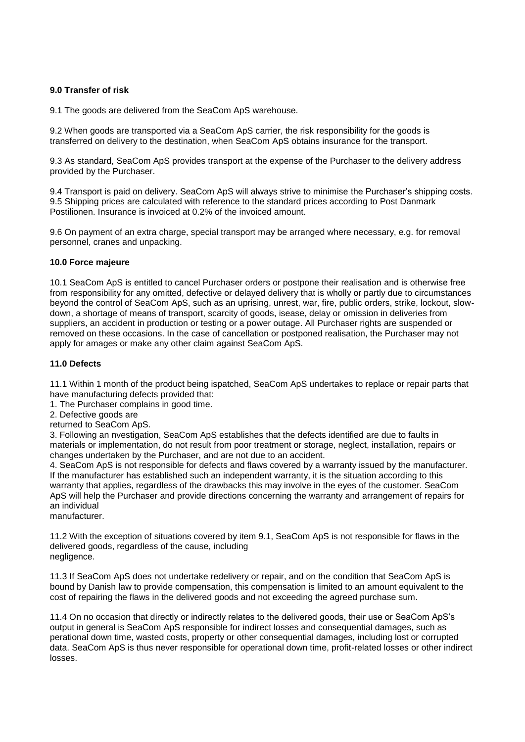**9.0 Transfer of risk**

9.1 The goods are delivered from the SeaCom ApS warehouse.

9.2 When goods are transported via a SeaCom ApS carrier, the risk responsibility for the goods is transferred on delivery to the destination, when SeaCom ApS obtains insurance for the transport.

9.3 As standard, SeaCom ApS provides transport at the expense of the Purchaser to the delivery address provided by the Purchaser.

9.4 Transport is paid on delivery. SeaCom ApS will always strive to minimise the Purchaser's shipping costs.
9.5 Shipping prices are calculated with reference to the standard prices according to Post Danmark Postilionen. Insurance is invoiced at 0.2% of the invoiced amount.

9.6 On payment of an extra charge, special transport may be arranged where necessary, e.g. for removal personnel, cranes and unpacking.

**10.0 Force majeure**

10.1 SeaCom ApS is entitled to cancel Purchaser orders or postpone their realisation and is otherwise free from responsibility for any omitted, defective or delayed delivery that is wholly or partly due to circumstances beyond the control of SeaCom ApS, such as an uprising, unrest, war, fire, public orders, strike, lockout, slow-down, a shortage of means of transport, scarcity of goods, isease, delay or omission in deliveries from suppliers, an accident in production or testing or a power outage. All Purchaser rights are suspended or removed on these occasions. In the case of cancellation or postponed realisation, the Purchaser may not apply for amages or make any other claim against SeaCom ApS.

**11.0 Defects**

11.1 Within 1 month of the product being ispatched, SeaCom ApS undertakes to replace or repair parts that have manufacturing defects provided that:
1. The Purchaser complains in good time.
2. Defective goods are
returned to SeaCom ApS.
3. Following an nvestigation, SeaCom ApS establishes that the defects identified are due to faults in materials or implementation, do not result from poor treatment or storage, neglect, installation, repairs or changes undertaken by the Purchaser, and are not due to an accident.
4. SeaCom ApS is not responsible for defects and flaws covered by a warranty issued by the manufacturer. If the manufacturer has established such an independent warranty, it is the situation according to this warranty that applies, regardless of the drawbacks this may involve in the eyes of the customer. SeaCom ApS will help the Purchaser and provide directions concerning the warranty and arrangement of repairs for an individual
manufacturer.

11.2 With the exception of situations covered by item 9.1, SeaCom ApS is not responsible for flaws in the delivered goods, regardless of the cause, including
negligence.

11.3 If SeaCom ApS does not undertake redelivery or repair, and on the condition that SeaCom ApS is bound by Danish law to provide compensation, this compensation is limited to an amount equivalent to the cost of repairing the flaws in the delivered goods and not exceeding the agreed purchase sum.

11.4 On no occasion that directly or indirectly relates to the delivered goods, their use or SeaCom ApS's output in general is SeaCom ApS responsible for indirect losses and consequential damages, such as perational down time, wasted costs, property or other consequential damages, including lost or corrupted data. SeaCom ApS is thus never responsible for operational down time, profit-related losses or other indirect losses.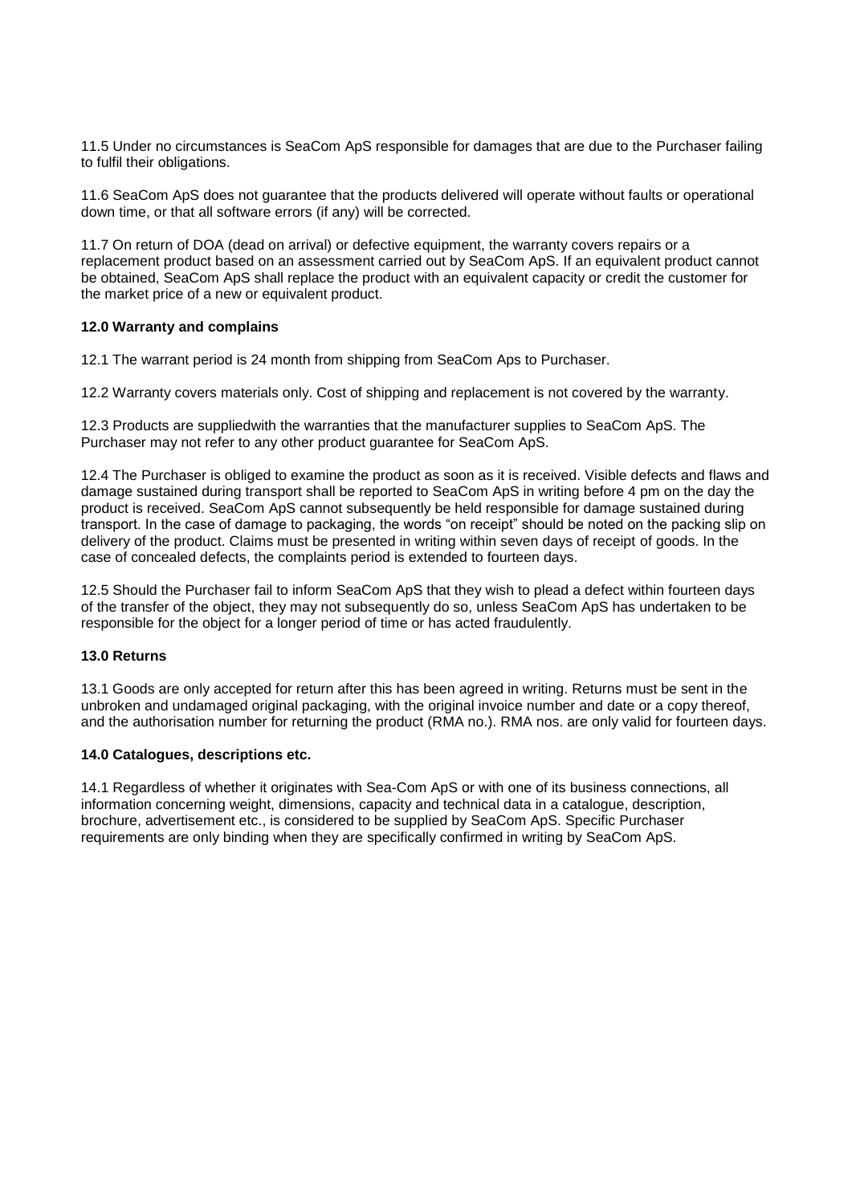11.5 Under no circumstances is SeaCom ApS responsible for damages that are due to the Purchaser failing to fulfil their obligations.

11.6 SeaCom ApS does not guarantee that the products delivered will operate without faults or operational down time, or that all software errors (if any) will be corrected.

11.7 On return of DOA (dead on arrival) or defective equipment, the warranty covers repairs or a replacement product based on an assessment carried out by SeaCom ApS. If an equivalent product cannot be obtained, SeaCom ApS shall replace the product with an equivalent capacity or credit the customer for the market price of a new or equivalent product.

**12.0 Warranty and complains**

12.1 The warrant period is 24 month from shipping from SeaCom Aps to Purchaser.

12.2 Warranty covers materials only. Cost of shipping and replacement is not covered by the warranty.

12.3 Products are suppliedwith the warranties that the manufacturer supplies to SeaCom ApS. The Purchaser may not refer to any other product guarantee for SeaCom ApS.

12.4 The Purchaser is obliged to examine the product as soon as it is received. Visible defects and flaws and damage sustained during transport shall be reported to SeaCom ApS in writing before 4 pm on the day the product is received. SeaCom ApS cannot subsequently be held responsible for damage sustained during transport. In the case of damage to packaging, the words "on receipt" should be noted on the packing slip on delivery of the product. Claims must be presented in writing within seven days of receipt of goods. In the case of concealed defects, the complaints period is extended to fourteen days.

12.5 Should the Purchaser fail to inform SeaCom ApS that they wish to plead a defect within fourteen days of the transfer of the object, they may not subsequently do so, unless SeaCom ApS has undertaken to be responsible for the object for a longer period of time or has acted fraudulently.

**13.0 Returns**

13.1 Goods are only accepted for return after this has been agreed in writing. Returns must be sent in the unbroken and undamaged original packaging, with the original invoice number and date or a copy thereof, and the authorisation number for returning the product (RMA no.). RMA nos. are only valid for fourteen days.

**14.0 Catalogues, descriptions etc.**

14.1 Regardless of whether it originates with Sea-Com ApS or with one of its business connections, all information concerning weight, dimensions, capacity and technical data in a catalogue, description, brochure, advertisement etc., is considered to be supplied by SeaCom ApS. Specific Purchaser requirements are only binding when they are specifically confirmed in writing by SeaCom ApS.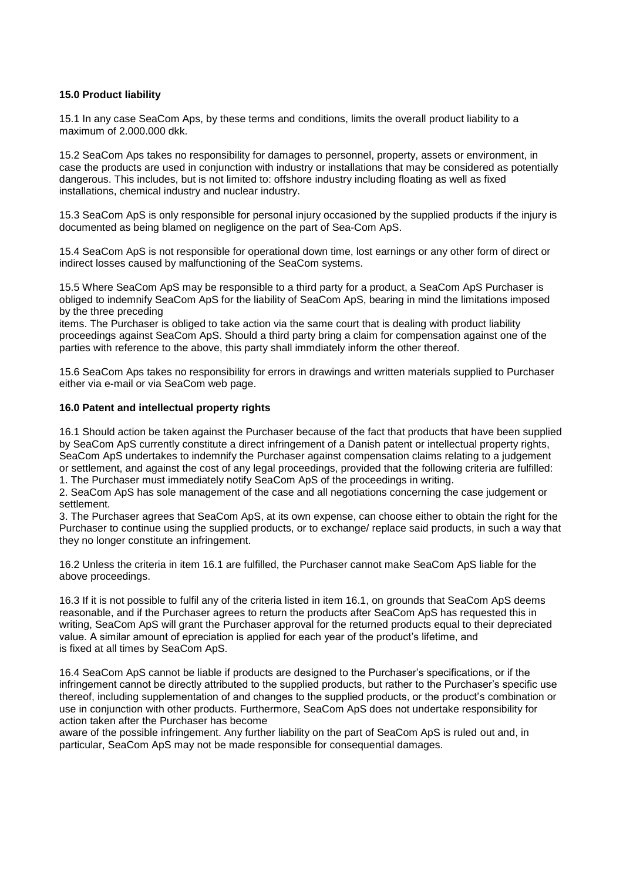**15.0 Product liability**

15.1 In any case SeaCom Aps, by these terms and conditions, limits the overall product liability to a maximum of 2.000.000 dkk.

15.2 SeaCom Aps takes no responsibility for damages to personnel, property, assets or environment, in case the products are used in conjunction with industry or installations that may be considered as potentially dangerous. This includes, but is not limited to: offshore industry including floating as well as fixed installations, chemical industry and nuclear industry.

15.3 SeaCom ApS is only responsible for personal injury occasioned by the supplied products if the injury is documented as being blamed on negligence on the part of Sea-Com ApS.

15.4 SeaCom ApS is not responsible for operational down time, lost earnings or any other form of direct or indirect losses caused by malfunctioning of the SeaCom systems.

15.5 Where SeaCom ApS may be responsible to a third party for a product, a SeaCom ApS Purchaser is obliged to indemnify SeaCom ApS for the liability of SeaCom ApS, bearing in mind the limitations imposed by the three preceding items. The Purchaser is obliged to take action via the same court that is dealing with product liability proceedings against SeaCom ApS. Should a third party bring a claim for compensation against one of the parties with reference to the above, this party shall immdiately inform the other thereof.

15.6 SeaCom Aps takes no responsibility for errors in drawings and written materials supplied to Purchaser either via e-mail or via SeaCom web page.

**16.0 Patent and intellectual property rights**

16.1 Should action be taken against the Purchaser because of the fact that products that have been supplied by SeaCom ApS currently constitute a direct infringement of a Danish patent or intellectual property rights, SeaCom ApS undertakes to indemnify the Purchaser against compensation claims relating to a judgement or settlement, and against the cost of any legal proceedings, provided that the following criteria are fulfilled:

1. The Purchaser must immediately notify SeaCom ApS of the proceedings in writing.
2. SeaCom ApS has sole management of the case and all negotiations concerning the case judgement or settlement.
3. The Purchaser agrees that SeaCom ApS, at its own expense, can choose either to obtain the right for the Purchaser to continue using the supplied products, or to exchange/ replace said products, in such a way that they no longer constitute an infringement.

16.2 Unless the criteria in item 16.1 are fulfilled, the Purchaser cannot make SeaCom ApS liable for the above proceedings.

16.3 If it is not possible to fulfil any of the criteria listed in item 16.1, on grounds that SeaCom ApS deems reasonable, and if the Purchaser agrees to return the products after SeaCom ApS has requested this in writing, SeaCom ApS will grant the Purchaser approval for the returned products equal to their depreciated value. A similar amount of epreciation is applied for each year of the product's lifetime, and is fixed at all times by SeaCom ApS.

16.4 SeaCom ApS cannot be liable if products are designed to the Purchaser's specifications, or if the infringement cannot be directly attributed to the supplied products, but rather to the Purchaser's specific use thereof, including supplementation of and changes to the supplied products, or the product's combination or use in conjunction with other products. Furthermore, SeaCom ApS does not undertake responsibility for action taken after the Purchaser has become aware of the possible infringement. Any further liability on the part of SeaCom ApS is ruled out and, in particular, SeaCom ApS may not be made responsible for consequential damages.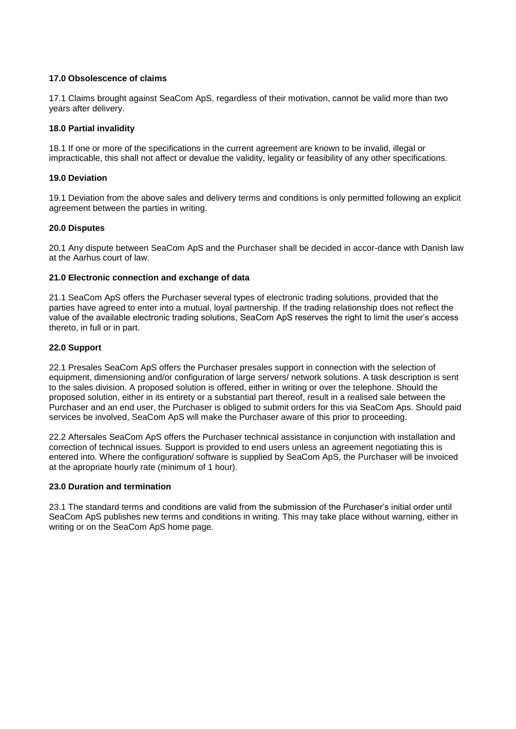**17.0 Obsolescence of claims**

17.1 Claims brought against SeaCom ApS, regardless of their motivation, cannot be valid more than two years after delivery.

**18.0 Partial invalidity**

18.1 If one or more of the specifications in the current agreement are known to be invalid, illegal or impracticable, this shall not affect or devalue the validity, legality or feasibility of any other specifications.

**19.0 Deviation**

19.1 Deviation from the above sales and delivery terms and conditions is only permitted following an explicit agreement between the parties in writing.

**20.0 Disputes**

20.1 Any dispute between SeaCom ApS and the Purchaser shall be decided in accor-dance with Danish law at the Aarhus court of law.

**21.0 Electronic connection and exchange of data**

21.1 SeaCom ApS offers the Purchaser several types of electronic trading solutions, provided that the parties have agreed to enter into a mutual, loyal partnership. If the trading relationship does not reflect the value of the available electronic trading solutions, SeaCom ApS reserves the right to limit the user's access thereto, in full or in part.

**22.0 Support**

22.1 Presales SeaCom ApS offers the Purchaser presales support in connection with the selection of equipment, dimensioning and/or configuration of large servers/ network solutions. A task description is sent to the sales division. A proposed solution is offered, either in writing or over the telephone. Should the proposed solution, either in its entirety or a substantial part thereof, result in a realised sale between the Purchaser and an end user, the Purchaser is obliged to submit orders for this via SeaCom Aps. Should paid services be involved, SeaCom ApS will make the Purchaser aware of this prior to proceeding.

22.2 Aftersales SeaCom ApS offers the Purchaser technical assistance in conjunction with installation and correction of technical issues. Support is provided to end users unless an agreement negotiating this is entered into. Where the configuration/ software is supplied by SeaCom ApS, the Purchaser will be invoiced at the apropriate hourly rate (minimum of 1 hour).

**23.0 Duration and termination**

23.1 The standard terms and conditions are valid from the submission of the Purchaser's initial order until SeaCom ApS publishes new terms and conditions in writing. This may take place without warning, either in writing or on the SeaCom ApS home page.